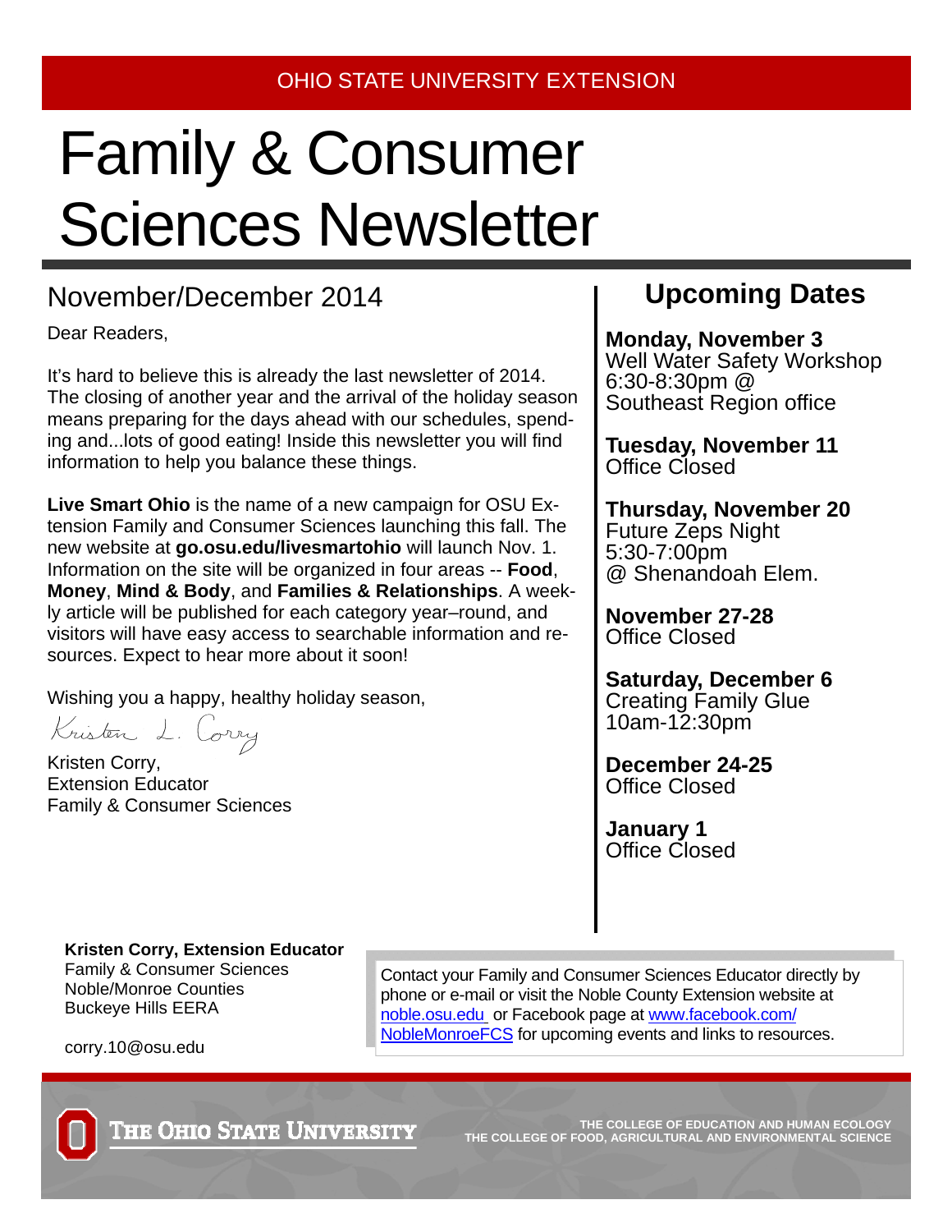OHIO STATE UNIVERSITY EXTENSION

# Family & Consumer Sciences Newsletter

## November/December 2014

Dear Readers,

It's hard to believe this is already the last newsletter of 2014. The closing of another year and the arrival of the holiday season means preparing for the days ahead with our schedules, spending and...lots of good eating! Inside this newsletter you will find information to help you balance these things.

**Live Smart Ohio** is the name of a new campaign for OSU Extension Family and Consumer Sciences launching this fall. The new website at **go.osu.edu/livesmartohio** will launch Nov. 1. Information on the site will be organized in four areas -- **Food**, **Money**, **Mind & Body**, and **Families & Relationships**. A weekly article will be published for each category year–round, and visitors will have easy access to searchable information and resources. Expect to hear more about it soon!

Wishing you a happy, healthy holiday season,

Kristen L. Corry

Kristen Corry,
Extension Educator
Family & Consumer Sciences

## Upcoming Dates

**Monday, November 3**
Well Water Safety Workshop
6:30-8:30pm @
Southeast Region office

**Tuesday, November 11**
Office Closed

**Thursday, November 20**
Future Zeps Night
5:30-7:00pm
@ Shenandoah Elem.

**November 27-28**
Office Closed

**Saturday, December 6**
Creating Family Glue
10am-12:30pm

**December 24-25**
Office Closed

**January 1**
Office Closed

**Kristen Corry, Extension Educator**
Family & Consumer Sciences
Noble/Monroe Counties
Buckeye Hills EERA

corry.10@osu.edu

Contact your Family and Consumer Sciences Educator directly by phone or e-mail or visit the Noble County Extension website at noble.osu.edu or Facebook page at www.facebook.com/NobleMonroeFCS for upcoming events and links to resources.

THE OHIO STATE UNIVERSITY

THE COLLEGE OF EDUCATION AND HUMAN ECOLOGY
THE COLLEGE OF FOOD, AGRICULTURAL AND ENVIRONMENTAL SCIENCE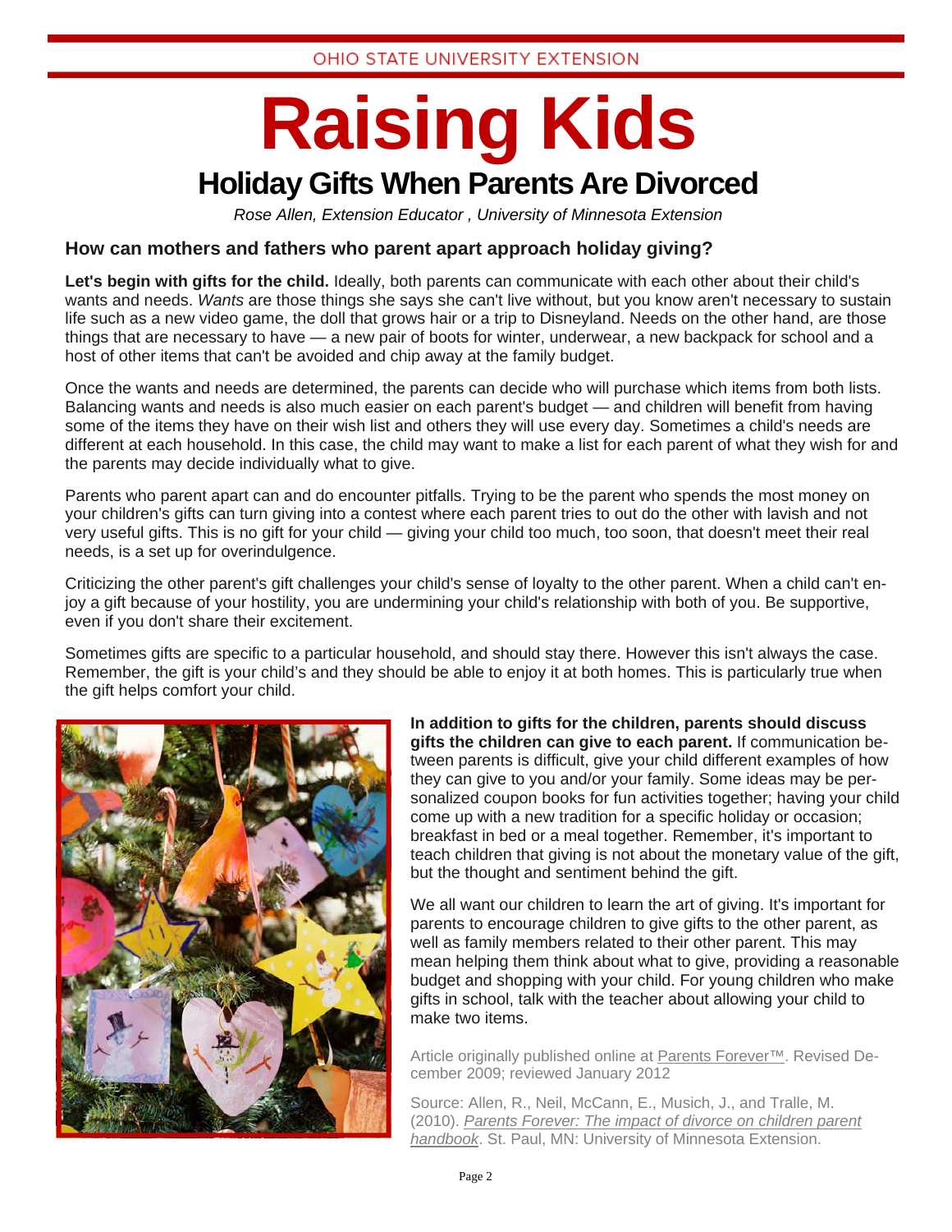OHIO STATE UNIVERSITY EXTENSION

# Raising Kids

## Holiday Gifts When Parents Are Divorced

*Rose Allen, Extension Educator , University of Minnesota Extension*

### How can mothers and fathers who parent apart approach holiday giving?

**Let's begin with gifts for the child.** Ideally, both parents can communicate with each other about their child's wants and needs. *Wants* are those things she says she can't live without, but you know aren't necessary to sustain life such as a new video game, the doll that grows hair or a trip to Disneyland. Needs on the other hand, are those things that are necessary to have — a new pair of boots for winter, underwear, a new backpack for school and a host of other items that can't be avoided and chip away at the family budget.

Once the wants and needs are determined, the parents can decide who will purchase which items from both lists. Balancing wants and needs is also much easier on each parent's budget — and children will benefit from having some of the items they have on their wish list and others they will use every day. Sometimes a child's needs are different at each household. In this case, the child may want to make a list for each parent of what they wish for and the parents may decide individually what to give.

Parents who parent apart can and do encounter pitfalls. Trying to be the parent who spends the most money on your children's gifts can turn giving into a contest where each parent tries to out do the other with lavish and not very useful gifts. This is no gift for your child — giving your child too much, too soon, that doesn't meet their real needs, is a set up for overindulgence.

Criticizing the other parent's gift challenges your child's sense of loyalty to the other parent. When a child can't enjoy a gift because of your hostility, you are undermining your child's relationship with both of you. Be supportive, even if you don't share their excitement.

Sometimes gifts are specific to a particular household, and should stay there. However this isn't always the case. Remember, the gift is your child's and they should be able to enjoy it at both homes. This is particularly true when the gift helps comfort your child.

**In addition to gifts for the children, parents should discuss gifts the children can give to each parent.** If communication between parents is difficult, give your child different examples of how they can give to you and/or your family. Some ideas may be personalized coupon books for fun activities together; having your child come up with a new tradition for a specific holiday or occasion; breakfast in bed or a meal together. Remember, it's important to teach children that giving is not about the monetary value of the gift, but the thought and sentiment behind the gift.

We all want our children to learn the art of giving. It's important for parents to encourage children to give gifts to the other parent, as well as family members related to their other parent. This may mean helping them think about what to give, providing a reasonable budget and shopping with your child. For young children who make gifts in school, talk with the teacher about allowing your child to make two items.

Article originally published online at Parents Forever™. Revised December 2009; reviewed January 2012

Source: Allen, R., Neil, McCann, E., Musich, J., and Tralle, M. (2010). *Parents Forever: The impact of divorce on children parent handbook*. St. Paul, MN: University of Minnesota Extension.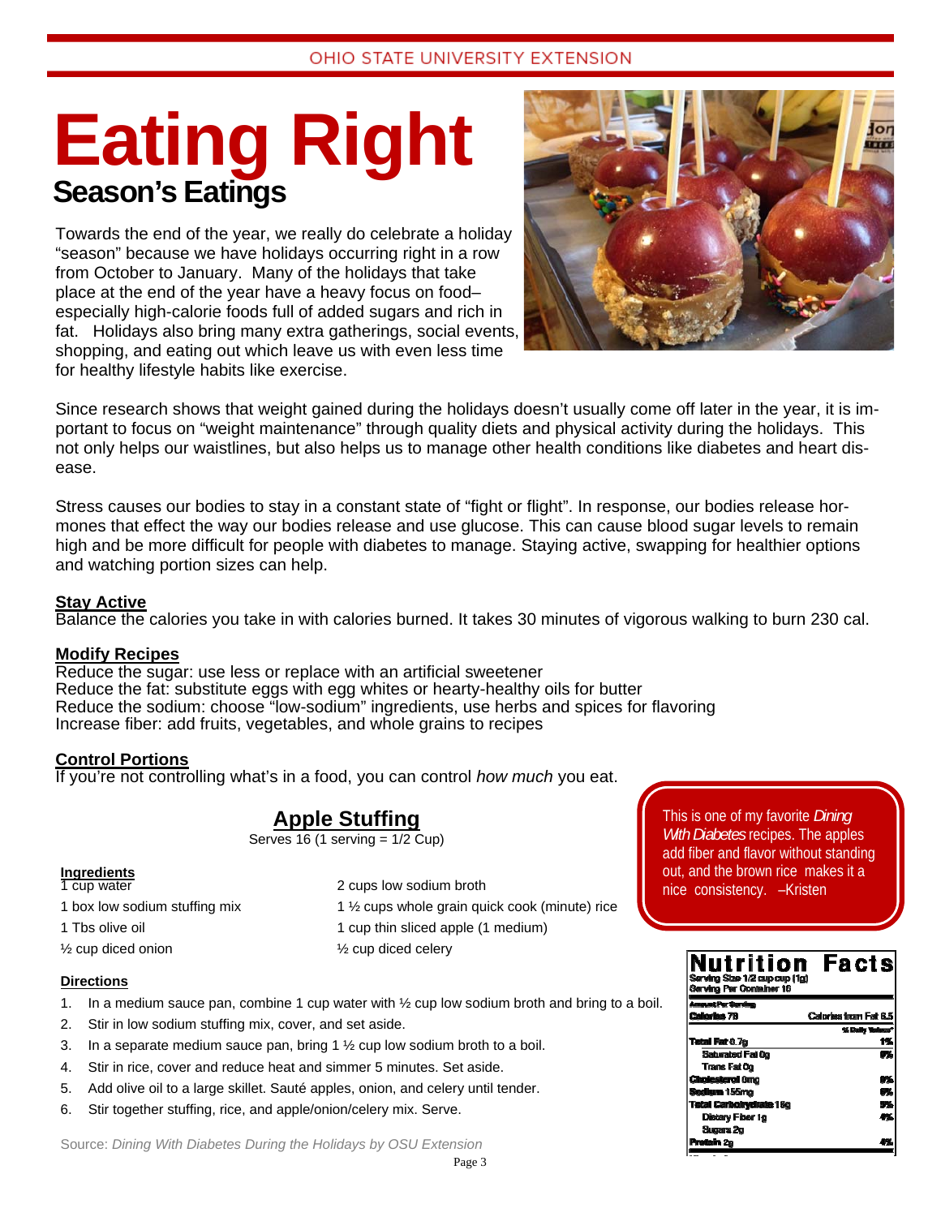# Eating Right

## Season's Eatings

Towards the end of the year, we really do celebrate a holiday "season" because we have holidays occurring right in a row from October to January. Many of the holidays that take place at the end of the year have a heavy focus on food– especially high-calorie foods full of added sugars and rich in fat. Holidays also bring many extra gatherings, social events, shopping, and eating out which leave us with even less time for healthy lifestyle habits like exercise.

Since research shows that weight gained during the holidays doesn't usually come off later in the year, it is important to focus on "weight maintenance" through quality diets and physical activity during the holidays. This not only helps our waistlines, but also helps us to manage other health conditions like diabetes and heart disease.

Stress causes our bodies to stay in a constant state of "fight or flight". In response, our bodies release hormones that effect the way our bodies release and use glucose. This can cause blood sugar levels to remain high and be more difficult for people with diabetes to manage. Staying active, swapping for healthier options and watching portion sizes can help.

**Stay Active**
Balance the calories you take in with calories burned. It takes 30 minutes of vigorous walking to burn 230 cal.

**Modify Recipes**
Reduce the sugar: use less or replace with an artificial sweetener
Reduce the fat: substitute eggs with egg whites or hearty-healthy oils for butter
Reduce the sodium: choose "low-sodium" ingredients, use herbs and spices for flavoring
Increase fiber: add fruits, vegetables, and whole grains to recipes

**Control Portions**
If you're not controlling what's in a food, you can control *how much* you eat.

### Apple Stuffing

Serves 16 (1 serving = 1/2 Cup)

**Ingredients**

- 1 cup water
- 1 box low sodium stuffing mix
- 1 Tbs olive oil
- ½ cup diced onion
- 2 cups low sodium broth
- 1 ½ cups whole grain quick cook (minute) rice
- 1 cup thin sliced apple (1 medium)
- ½ cup diced celery

**Directions**

1. In a medium sauce pan, combine 1 cup water with ½ cup low sodium broth and bring to a boil.
2. Stir in low sodium stuffing mix, cover, and set aside.
3. In a separate medium sauce pan, bring 1 ½ cup low sodium broth to a boil.
4. Stir in rice, cover and reduce heat and simmer 5 minutes. Set aside.
5. Add olive oil to a large skillet. Sauté apples, onion, and celery until tender.
6. Stir together stuffing, rice, and apple/onion/celery mix. Serve.

Source: *Dining With Diabetes During the Holidays by OSU Extension*

This is one of my favorite *Dining With Diabetes* recipes. The apples add fiber and flavor without standing out, and the brown rice makes it a nice consistency. –Kristen

**Nutrition Facts**

Serving Size 1/2 cup cup (1g)
Serving Per Container 16

| Amount Per Serving | |
|---|---|
| **Calories** 78 | Calories from Fat 6.5 |
| | % Daily Values* |
| **Total Fat** 0.7g | 1% |
| Saturated Fat 0g | 0% |
| Trans Fat 0g | |
| **Cholesterol** 0mg | 0% |
| **Sodium** 155mg | 6% |
| **Total Carbohydrate** 16g | 5% |
| Dietary Fiber 1g | 4% |
| Sugars 2g | |
| **Protein** 2g | 4% |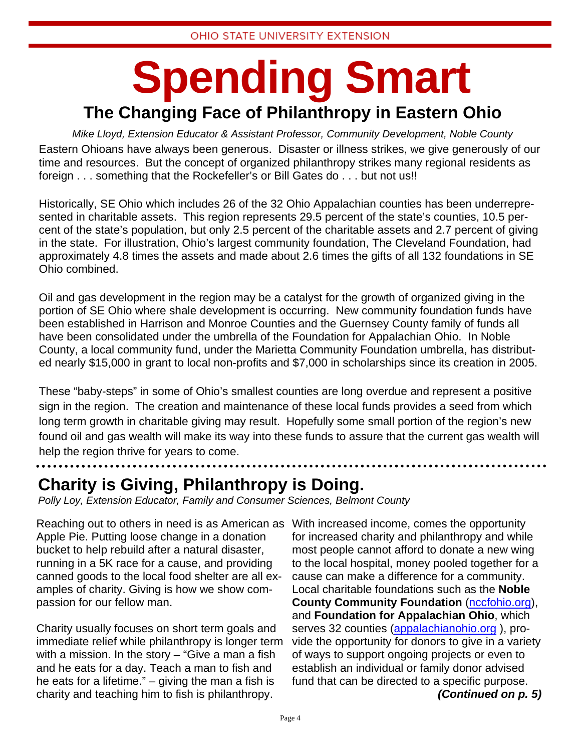OHIO STATE UNIVERSITY EXTENSION

# Spending Smart

## The Changing Face of Philanthropy in Eastern Ohio

*Mike Lloyd, Extension Educator & Assistant Professor, Community Development, Noble County*

Eastern Ohioans have always been generous. Disaster or illness strikes, we give generously of our time and resources. But the concept of organized philanthropy strikes many regional residents as foreign . . . something that the Rockefeller's or Bill Gates do . . . but not us!!

Historically, SE Ohio which includes 26 of the 32 Ohio Appalachian counties has been underrepresented in charitable assets. This region represents 29.5 percent of the state's counties, 10.5 percent of the state's population, but only 2.5 percent of the charitable assets and 2.7 percent of giving in the state. For illustration, Ohio's largest community foundation, The Cleveland Foundation, had approximately 4.8 times the assets and made about 2.6 times the gifts of all 132 foundations in SE Ohio combined.

Oil and gas development in the region may be a catalyst for the growth of organized giving in the portion of SE Ohio where shale development is occurring. New community foundation funds have been established in Harrison and Monroe Counties and the Guernsey County family of funds all have been consolidated under the umbrella of the Foundation for Appalachian Ohio. In Noble County, a local community fund, under the Marietta Community Foundation umbrella, has distributed nearly $15,000 in grant to local non-profits and $7,000 in scholarships since its creation in 2005.

These "baby-steps" in some of Ohio's smallest counties are long overdue and represent a positive sign in the region. The creation and maintenance of these local funds provides a seed from which long term growth in charitable giving may result. Hopefully some small portion of the region's new found oil and gas wealth will make its way into these funds to assure that the current gas wealth will help the region thrive for years to come.

## Charity is Giving, Philanthropy is Doing.

*Polly Loy, Extension Educator, Family and Consumer Sciences, Belmont County*

Reaching out to others in need is as American as Apple Pie. Putting loose change in a donation bucket to help rebuild after a natural disaster, running in a 5K race for a cause, and providing canned goods to the local food shelter are all examples of charity. Giving is how we show compassion for our fellow man.

Charity usually focuses on short term goals and immediate relief while philanthropy is longer term with a mission. In the story – "Give a man a fish and he eats for a day. Teach a man to fish and he eats for a lifetime." – giving the man a fish is charity and teaching him to fish is philanthropy.

With increased income, comes the opportunity for increased charity and philanthropy and while most people cannot afford to donate a new wing to the local hospital, money pooled together for a cause can make a difference for a community. Local charitable foundations such as the **Noble County Community Foundation** (nccfohio.org), and **Foundation for Appalachian Ohio**, which serves 32 counties (appalachianohio.org ), provide the opportunity for donors to give in a variety of ways to support ongoing projects or even to establish an individual or family donor advised fund that can be directed to a specific purpose.

***(Continued on p. 5)***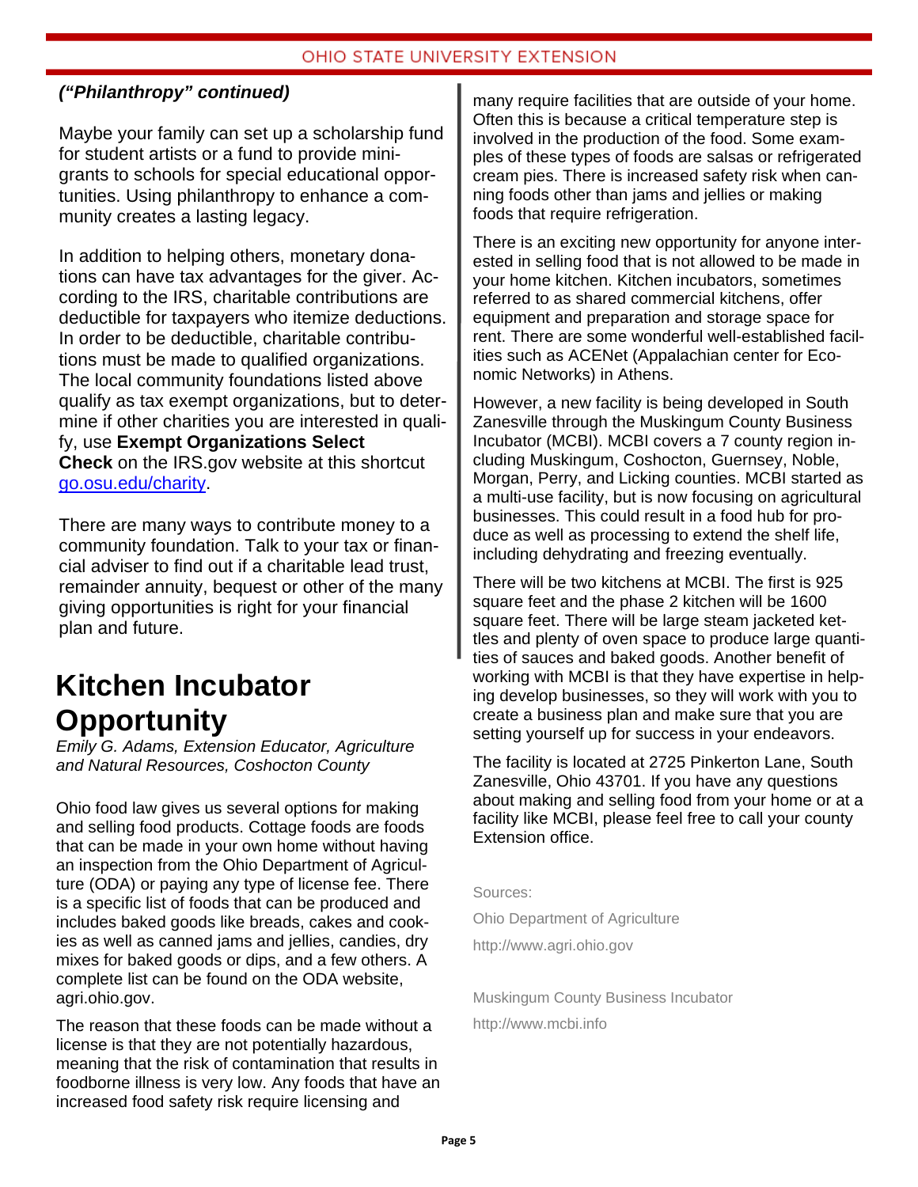***("Philanthropy" continued)***

Maybe your family can set up a scholarship fund for student artists or a fund to provide mini-grants to schools for special educational opportunities. Using philanthropy to enhance a community creates a lasting legacy.

In addition to helping others, monetary donations can have tax advantages for the giver. According to the IRS, charitable contributions are deductible for taxpayers who itemize deductions. In order to be deductible, charitable contributions must be made to qualified organizations. The local community foundations listed above qualify as tax exempt organizations, but to determine if other charities you are interested in qualify, use **Exempt Organizations Select Check** on the IRS.gov website at this shortcut go.osu.edu/charity.

There are many ways to contribute money to a community foundation. Talk to your tax or financial adviser to find out if a charitable lead trust, remainder annuity, bequest or other of the many giving opportunities is right for your financial plan and future.

# Kitchen Incubator Opportunity

*Emily G. Adams, Extension Educator, Agriculture and Natural Resources, Coshocton County*

Ohio food law gives us several options for making and selling food products. Cottage foods are foods that can be made in your own home without having an inspection from the Ohio Department of Agriculture (ODA) or paying any type of license fee. There is a specific list of foods that can be produced and includes baked goods like breads, cakes and cookies as well as canned jams and jellies, candies, dry mixes for baked goods or dips, and a few others. A complete list can be found on the ODA website, agri.ohio.gov.

The reason that these foods can be made without a license is that they are not potentially hazardous, meaning that the risk of contamination that results in foodborne illness is very low. Any foods that have an increased food safety risk require licensing and many require facilities that are outside of your home. Often this is because a critical temperature step is involved in the production of the food. Some examples of these types of foods are salsas or refrigerated cream pies. There is increased safety risk when canning foods other than jams and jellies or making foods that require refrigeration.

There is an exciting new opportunity for anyone interested in selling food that is not allowed to be made in your home kitchen. Kitchen incubators, sometimes referred to as shared commercial kitchens, offer equipment and preparation and storage space for rent. There are some wonderful well-established facilities such as ACENet (Appalachian center for Economic Networks) in Athens.

However, a new facility is being developed in South Zanesville through the Muskingum County Business Incubator (MCBI). MCBI covers a 7 county region including Muskingum, Coshocton, Guernsey, Noble, Morgan, Perry, and Licking counties. MCBI started as a multi-use facility, but is now focusing on agricultural businesses. This could result in a food hub for produce as well as processing to extend the shelf life, including dehydrating and freezing eventually.

There will be two kitchens at MCBI. The first is 925 square feet and the phase 2 kitchen will be 1600 square feet. There will be large steam jacketed kettles and plenty of oven space to produce large quantities of sauces and baked goods. Another benefit of working with MCBI is that they have expertise in helping develop businesses, so they will work with you to create a business plan and make sure that you are setting yourself up for success in your endeavors.

The facility is located at 2725 Pinkerton Lane, South Zanesville, Ohio 43701. If you have any questions about making and selling food from your home or at a facility like MCBI, please feel free to call your county Extension office.

Sources:

Ohio Department of Agriculture

http://www.agri.ohio.gov

Muskingum County Business Incubator

http://www.mcbi.info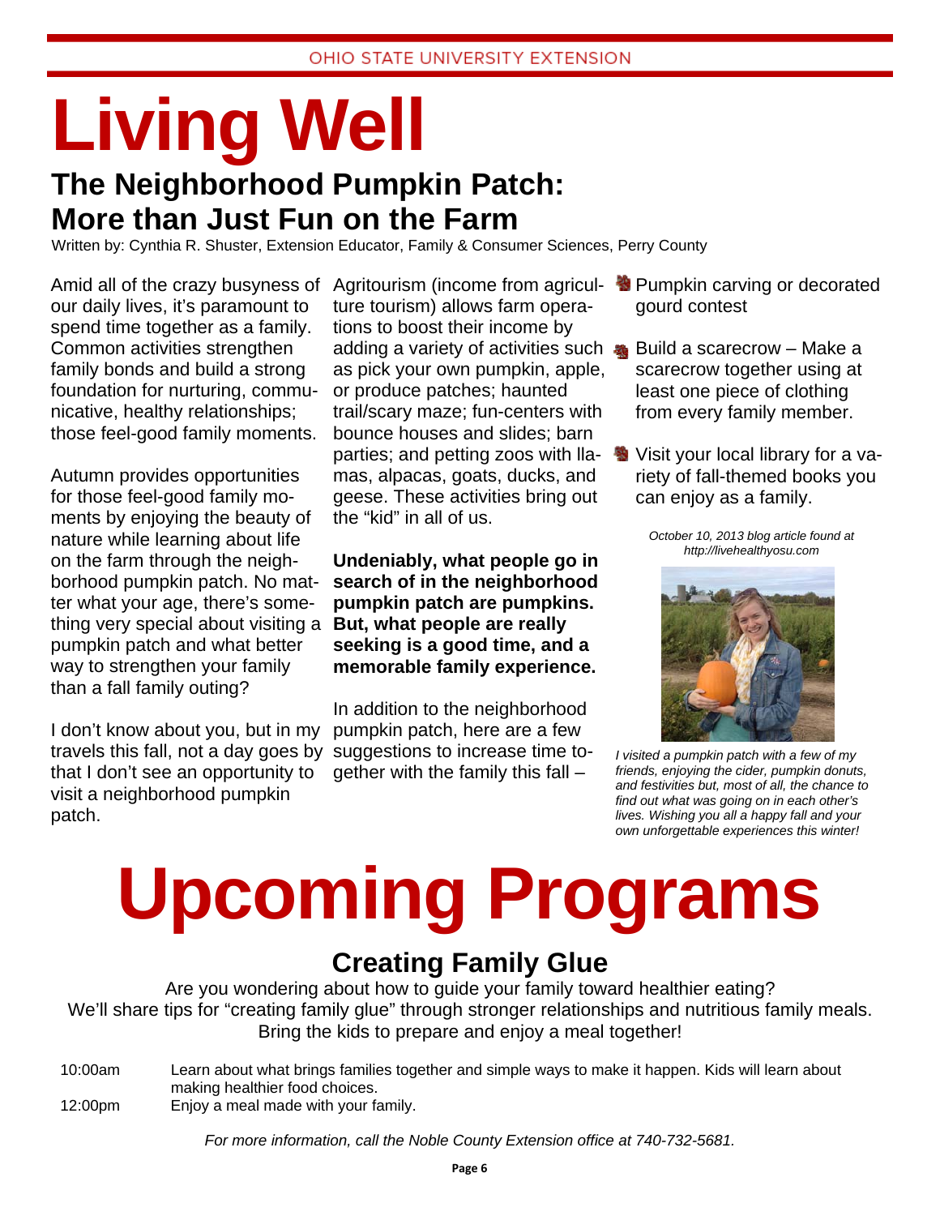OHIO STATE UNIVERSITY EXTENSION

# Living Well

## The Neighborhood Pumpkin Patch: More than Just Fun on the Farm

Written by: Cynthia R. Shuster, Extension Educator, Family & Consumer Sciences, Perry County

Amid all of the crazy busyness of our daily lives, it's paramount to spend time together as a family. Common activities strengthen family bonds and build a strong foundation for nurturing, communicative, healthy relationships; those feel-good family moments.

Autumn provides opportunities for those feel-good family moments by enjoying the beauty of nature while learning about life on the farm through the neighborhood pumpkin patch. No matter what your age, there's something very special about visiting a pumpkin patch and what better way to strengthen your family than a fall family outing?

I don't know about you, but in my travels this fall, not a day goes by that I don't see an opportunity to visit a neighborhood pumpkin patch.

Agritourism (income from agriculture tourism) allows farm operations to boost their income by adding a variety of activities such as pick your own pumpkin, apple, or produce patches; haunted trail/scary maze; fun-centers with bounce houses and slides; barn parties; and petting zoos with llamas, alpacas, goats, ducks, and geese. These activities bring out the "kid" in all of us.

**Undeniably, what people go in search of in the neighborhood pumpkin patch are pumpkins. But, what people are really seeking is a good time, and a memorable family experience.**

In addition to the neighborhood pumpkin patch, here are a few suggestions to increase time together with the family this fall –

- Pumpkin carving or decorated gourd contest
- Build a scarecrow – Make a scarecrow together using at least one piece of clothing from every family member.
- Visit your local library for a variety of fall-themed books you can enjoy as a family.

*October 10, 2013 blog article found at http://livehealthyosu.com*

*I visited a pumpkin patch with a few of my friends, enjoying the cider, pumpkin donuts, and festivities but, most of all, the chance to find out what was going on in each other's lives. Wishing you all a happy fall and your own unforgettable experiences this winter!*

# Upcoming Programs

## Creating Family Glue

Are you wondering about how to guide your family toward healthier eating?
We'll share tips for "creating family glue" through stronger relationships and nutritious family meals.
Bring the kids to prepare and enjoy a meal together!

| | |
|---|---|
| 10:00am | Learn about what brings families together and simple ways to make it happen. Kids will learn about making healthier food choices. |
| 12:00pm | Enjoy a meal made with your family. |

*For more information, call the Noble County Extension office at 740-732-5681.*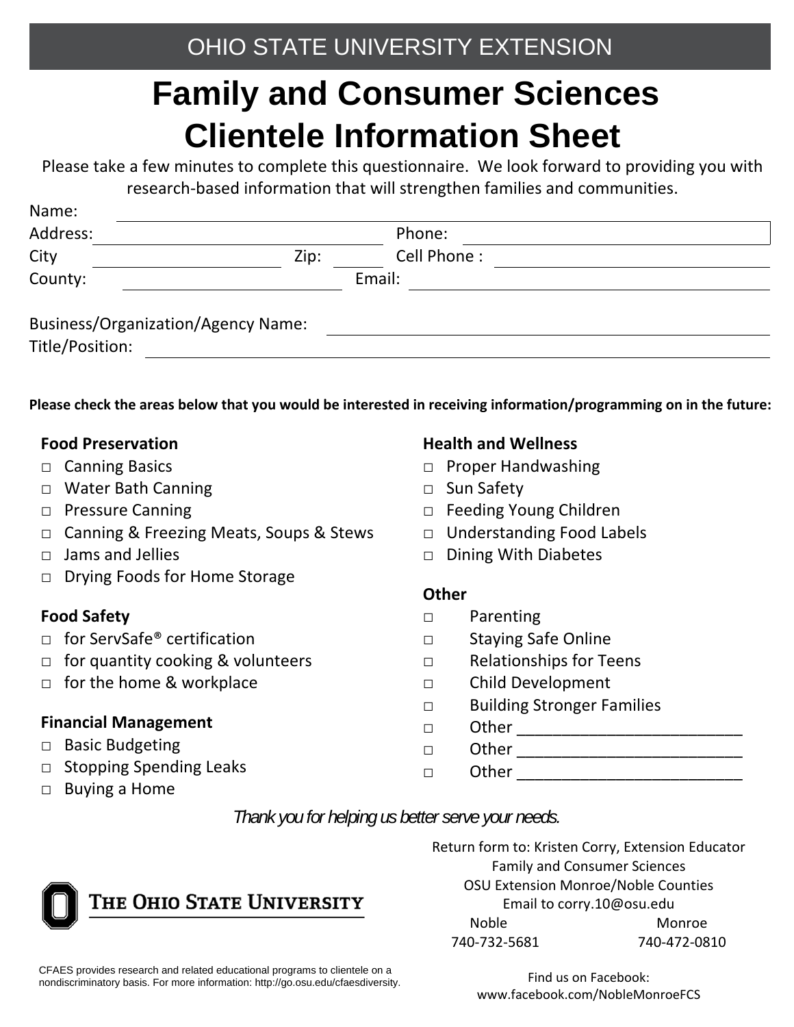OHIO STATE UNIVERSITY EXTENSION

# Family and Consumer Sciences Clientele Information Sheet

Please take a few minutes to complete this questionnaire. We look forward to providing you with research-based information that will strengthen families and communities.

Name: ______________________________

Address: ______________________________ Phone: ______________________________

City ____________________ Zip: ________ Cell Phone : ______________________________

County: ____________________ Email: ______________________________

Business/Organization/Agency Name: ______________________________

Title/Position: ______________________________

**Please check the areas below that you would be interested in receiving information/programming on in the future:**

**Food Preservation**

- □ Canning Basics
- □ Water Bath Canning
- □ Pressure Canning
- □ Canning & Freezing Meats, Soups & Stews
- □ Jams and Jellies
- □ Drying Foods for Home Storage

**Food Safety**

- □ for ServSafe® certification
- □ for quantity cooking & volunteers
- □ for the home & workplace

**Financial Management**

- □ Basic Budgeting
- □ Stopping Spending Leaks
- □ Buying a Home

**Health and Wellness**

- □ Proper Handwashing
- □ Sun Safety
- □ Feeding Young Children
- □ Understanding Food Labels
- □ Dining With Diabetes

**Other**

- □ Parenting
- □ Staying Safe Online
- □ Relationships for Teens
- □ Child Development
- □ Building Stronger Families
- □ Other __________________________
- □ Other __________________________
- □ Other __________________________

*Thank you for helping us better serve your needs.*

THE OHIO STATE UNIVERSITY

Return form to: Kristen Corry, Extension Educator
Family and Consumer Sciences
OSU Extension Monroe/Noble Counties
Email to corry.10@osu.edu

| Noble | Monroe |
|---|---|
| 740-732-5681 | 740-472-0810 |

Find us on Facebook:
www.facebook.com/NobleMonroeFCS

CFAES provides research and related educational programs to clientele on a nondiscriminatory basis. For more information: http://go.osu.edu/cfaesdiversity.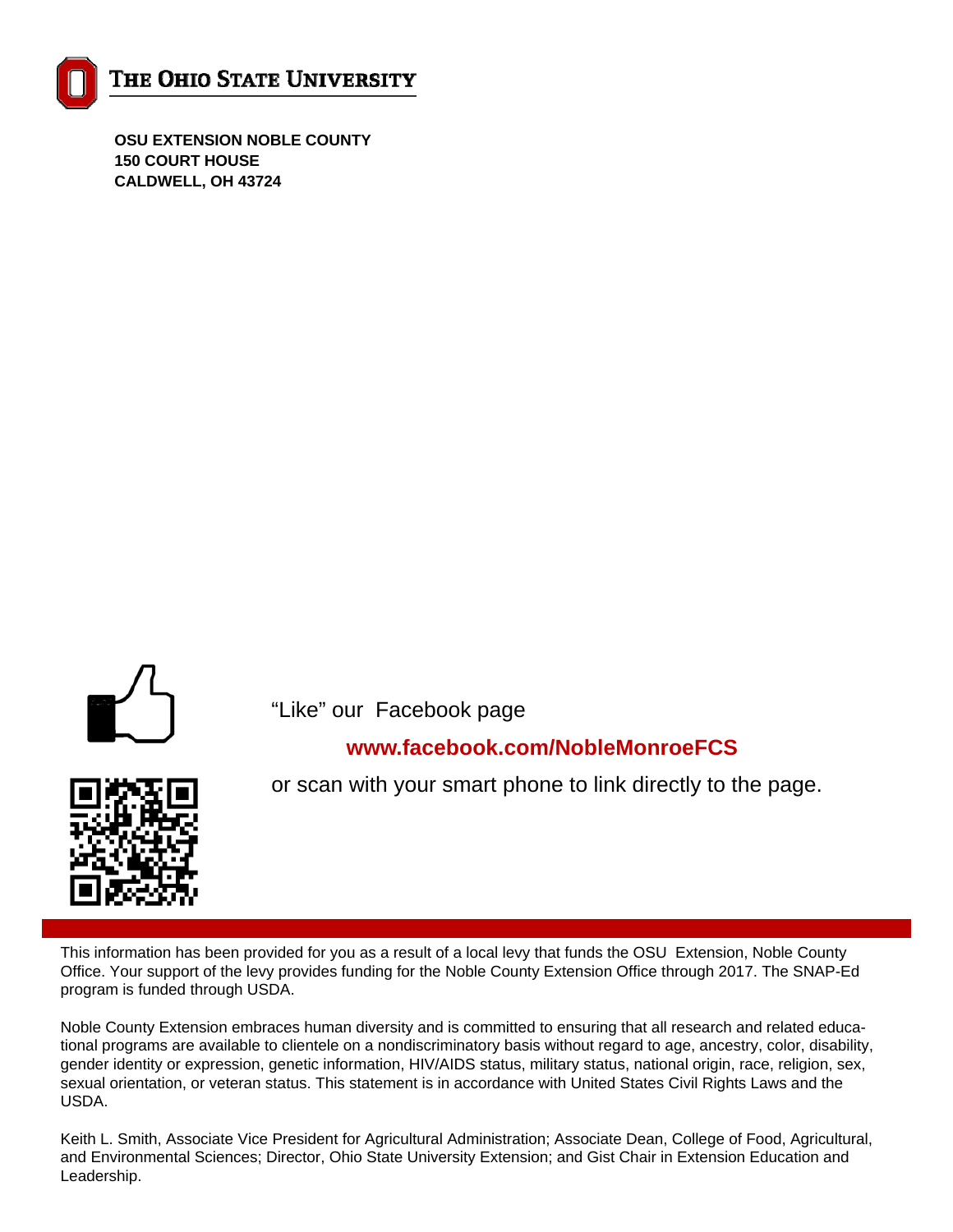THE OHIO STATE UNIVERSITY

**OSU EXTENSION NOBLE COUNTY**
**150 COURT HOUSE**
**CALDWELL, OH 43724**

"Like" our Facebook page

**www.facebook.com/NobleMonroeFCS**

or scan with your smart phone to link directly to the page.

This information has been provided for you as a result of a local levy that funds the OSU Extension, Noble County Office. Your support of the levy provides funding for the Noble County Extension Office through 2017. The SNAP-Ed program is funded through USDA.

Noble County Extension embraces human diversity and is committed to ensuring that all research and related educational programs are available to clientele on a nondiscriminatory basis without regard to age, ancestry, color, disability, gender identity or expression, genetic information, HIV/AIDS status, military status, national origin, race, religion, sex, sexual orientation, or veteran status. This statement is in accordance with United States Civil Rights Laws and the USDA.

Keith L. Smith, Associate Vice President for Agricultural Administration; Associate Dean, College of Food, Agricultural, and Environmental Sciences; Director, Ohio State University Extension; and Gist Chair in Extension Education and Leadership.